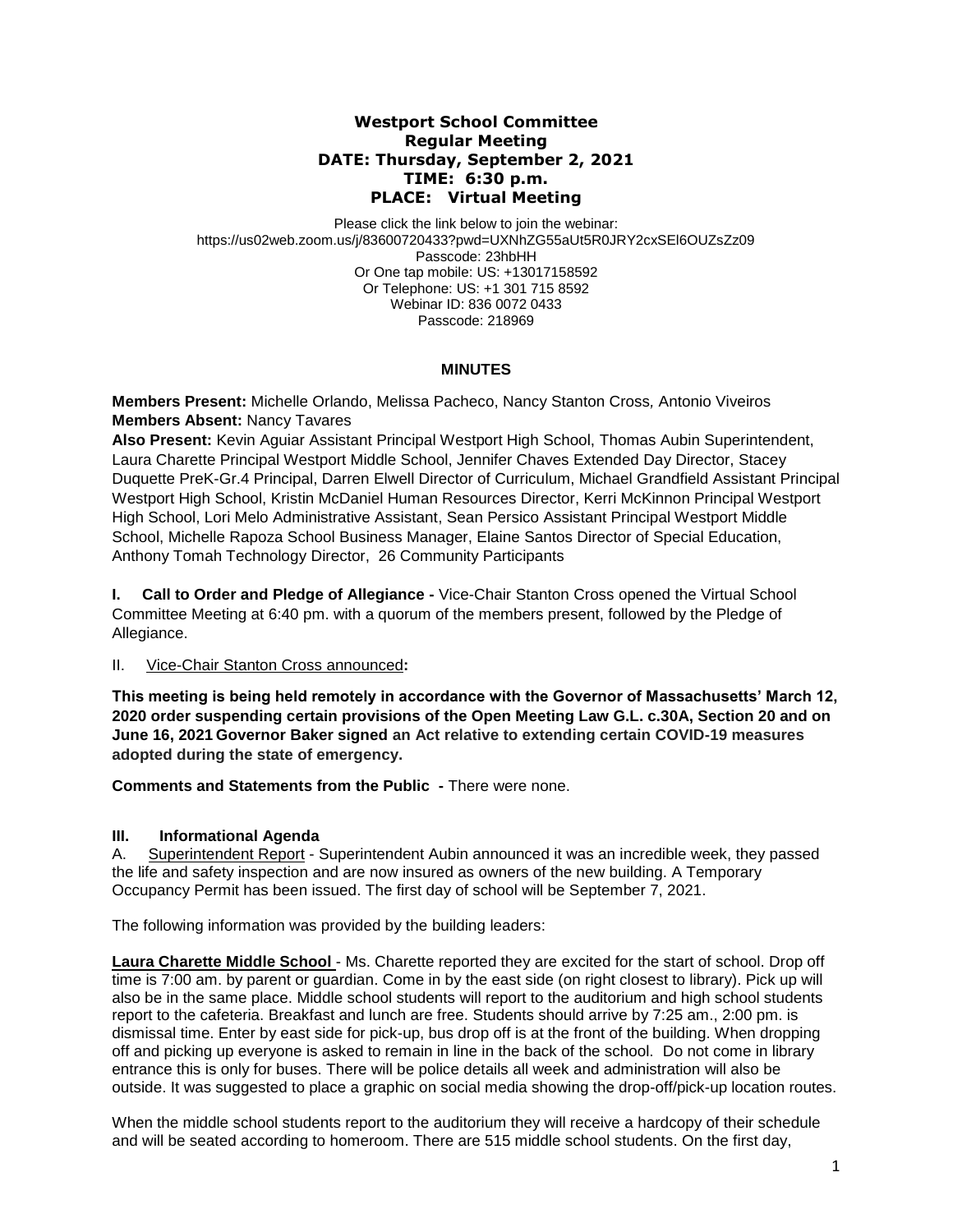# Westport School Committee
## Regular Meeting
**DATE: Thursday, September 2, 2021**
**TIME: 6:30 p.m.**
**PLACE: Virtual Meeting**

Please click the link below to join the webinar:
https://us02web.zoom.us/j/83600720433?pwd=UXNhZG55aUt5R0JRY2cxSEl6OUZsZz09
Passcode: 23hbHH
Or One tap mobile: US: +13017158592
Or Telephone: US: +1 301 715 8592
Webinar ID: 836 0072 0433
Passcode: 218969

## MINUTES

**Members Present:** Michelle Orlando, Melissa Pacheco, Nancy Stanton Cross, Antonio Viveiros
**Members Absent:** Nancy Tavares
**Also Present:** Kevin Aguiar Assistant Principal Westport High School, Thomas Aubin Superintendent, Laura Charette Principal Westport Middle School, Jennifer Chaves Extended Day Director, Stacey Duquette PreK-Gr.4 Principal, Darren Elwell Director of Curriculum, Michael Grandfield Assistant Principal Westport High School, Kristin McDaniel Human Resources Director, Kerri McKinnon Principal Westport High School, Lori Melo Administrative Assistant, Sean Persico Assistant Principal Westport Middle School, Michelle Rapoza School Business Manager, Elaine Santos Director of Special Education, Anthony Tomah Technology Director, 26 Community Participants

**I. Call to Order and Pledge of Allegiance -** Vice-Chair Stanton Cross opened the Virtual School Committee Meeting at 6:40 pm. with a quorum of the members present, followed by the Pledge of Allegiance.

II. Vice-Chair Stanton Cross announced**:**

**This meeting is being held remotely in accordance with the Governor of Massachusetts' March 12, 2020 order suspending certain provisions of the Open Meeting Law G.L. c.30A, Section 20 and on June 16, 2021 Governor Baker signed an Act relative to extending certain COVID-19 measures adopted during the state of emergency.**

**Comments and Statements from the Public -** There were none.

### III. Informational Agenda

A. Superintendent Report - Superintendent Aubin announced it was an incredible week, they passed the life and safety inspection and are now insured as owners of the new building. A Temporary Occupancy Permit has been issued. The first day of school will be September 7, 2021.

The following information was provided by the building leaders:

**Laura Charette Middle School** - Ms. Charette reported they are excited for the start of school. Drop off time is 7:00 am. by parent or guardian. Come in by the east side (on right closest to library). Pick up will also be in the same place. Middle school students will report to the auditorium and high school students report to the cafeteria. Breakfast and lunch are free. Students should arrive by 7:25 am., 2:00 pm. is dismissal time. Enter by east side for pick-up, bus drop off is at the front of the building. When dropping off and picking up everyone is asked to remain in line in the back of the school. Do not come in library entrance this is only for buses. There will be police details all week and administration will also be outside. It was suggested to place a graphic on social media showing the drop-off/pick-up location routes.

When the middle school students report to the auditorium they will receive a hardcopy of their schedule and will be seated according to homeroom. There are 515 middle school students. On the first day,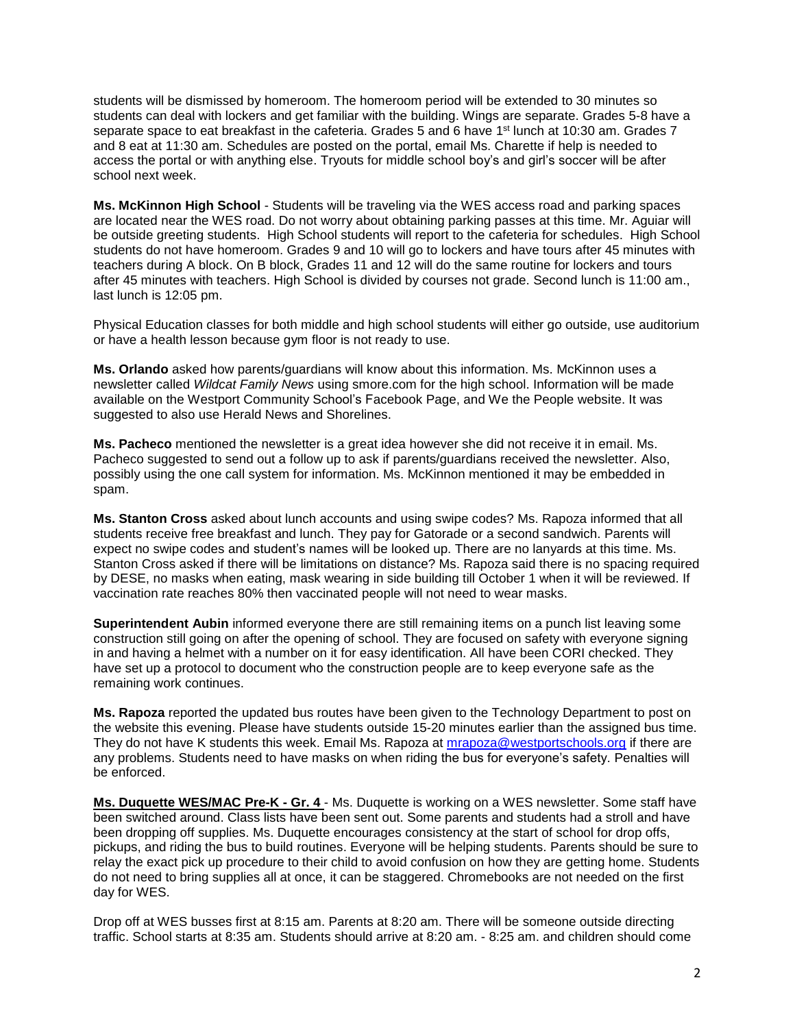students will be dismissed by homeroom. The homeroom period will be extended to 30 minutes so students can deal with lockers and get familiar with the building. Wings are separate. Grades 5-8 have a separate space to eat breakfast in the cafeteria. Grades 5 and 6 have 1st lunch at 10:30 am. Grades 7 and 8 eat at 11:30 am. Schedules are posted on the portal, email Ms. Charette if help is needed to access the portal or with anything else. Tryouts for middle school boy's and girl's soccer will be after school next week.

**Ms. McKinnon High School** - Students will be traveling via the WES access road and parking spaces are located near the WES road. Do not worry about obtaining parking passes at this time. Mr. Aguiar will be outside greeting students. High School students will report to the cafeteria for schedules. High School students do not have homeroom. Grades 9 and 10 will go to lockers and have tours after 45 minutes with teachers during A block. On B block, Grades 11 and 12 will do the same routine for lockers and tours after 45 minutes with teachers. High School is divided by courses not grade. Second lunch is 11:00 am., last lunch is 12:05 pm.

Physical Education classes for both middle and high school students will either go outside, use auditorium or have a health lesson because gym floor is not ready to use.

**Ms. Orlando** asked how parents/guardians will know about this information. Ms. McKinnon uses a newsletter called *Wildcat Family News* using smore.com for the high school. Information will be made available on the Westport Community School's Facebook Page, and We the People website. It was suggested to also use Herald News and Shorelines.

**Ms. Pacheco** mentioned the newsletter is a great idea however she did not receive it in email. Ms. Pacheco suggested to send out a follow up to ask if parents/guardians received the newsletter. Also, possibly using the one call system for information. Ms. McKinnon mentioned it may be embedded in spam.

**Ms. Stanton Cross** asked about lunch accounts and using swipe codes? Ms. Rapoza informed that all students receive free breakfast and lunch. They pay for Gatorade or a second sandwich. Parents will expect no swipe codes and student's names will be looked up. There are no lanyards at this time. Ms. Stanton Cross asked if there will be limitations on distance? Ms. Rapoza said there is no spacing required by DESE, no masks when eating, mask wearing in side building till October 1 when it will be reviewed. If vaccination rate reaches 80% then vaccinated people will not need to wear masks.

**Superintendent Aubin** informed everyone there are still remaining items on a punch list leaving some construction still going on after the opening of school. They are focused on safety with everyone signing in and having a helmet with a number on it for easy identification. All have been CORI checked. They have set up a protocol to document who the construction people are to keep everyone safe as the remaining work continues.

**Ms. Rapoza** reported the updated bus routes have been given to the Technology Department to post on the website this evening. Please have students outside 15-20 minutes earlier than the assigned bus time. They do not have K students this week. Email Ms. Rapoza at mrapoza@westportschools.org if there are any problems. Students need to have masks on when riding the bus for everyone's safety. Penalties will be enforced.

**Ms. Duquette WES/MAC Pre-K - Gr. 4** - Ms. Duquette is working on a WES newsletter. Some staff have been switched around. Class lists have been sent out. Some parents and students had a stroll and have been dropping off supplies. Ms. Duquette encourages consistency at the start of school for drop offs, pickups, and riding the bus to build routines. Everyone will be helping students. Parents should be sure to relay the exact pick up procedure to their child to avoid confusion on how they are getting home. Students do not need to bring supplies all at once, it can be staggered. Chromebooks are not needed on the first day for WES.

Drop off at WES busses first at 8:15 am. Parents at 8:20 am. There will be someone outside directing traffic. School starts at 8:35 am. Students should arrive at 8:20 am. - 8:25 am. and children should come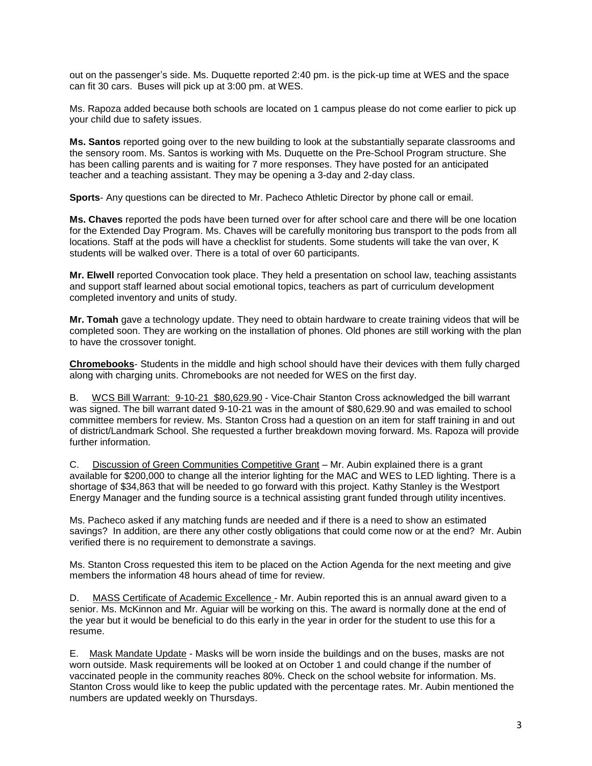out on the passenger's side. Ms. Duquette reported 2:40 pm. is the pick-up time at WES and the space can fit 30 cars. Buses will pick up at 3:00 pm. at WES.

Ms. Rapoza added because both schools are located on 1 campus please do not come earlier to pick up your child due to safety issues.

**Ms. Santos** reported going over to the new building to look at the substantially separate classrooms and the sensory room. Ms. Santos is working with Ms. Duquette on the Pre-School Program structure. She has been calling parents and is waiting for 7 more responses. They have posted for an anticipated teacher and a teaching assistant. They may be opening a 3-day and 2-day class.

**Sports**- Any questions can be directed to Mr. Pacheco Athletic Director by phone call or email.

**Ms. Chaves** reported the pods have been turned over for after school care and there will be one location for the Extended Day Program. Ms. Chaves will be carefully monitoring bus transport to the pods from all locations. Staff at the pods will have a checklist for students. Some students will take the van over, K students will be walked over. There is a total of over 60 participants.

**Mr. Elwell** reported Convocation took place. They held a presentation on school law, teaching assistants and support staff learned about social emotional topics, teachers as part of curriculum development completed inventory and units of study.

**Mr. Tomah** gave a technology update. They need to obtain hardware to create training videos that will be completed soon. They are working on the installation of phones. Old phones are still working with the plan to have the crossover tonight.

**Chromebooks**- Students in the middle and high school should have their devices with them fully charged along with charging units. Chromebooks are not needed for WES on the first day.

B. WCS Bill Warrant: 9-10-21 $80,629.90 - Vice-Chair Stanton Cross acknowledged the bill warrant was signed. The bill warrant dated 9-10-21 was in the amount of $80,629.90 and was emailed to school committee members for review. Ms. Stanton Cross had a question on an item for staff training in and out of district/Landmark School. She requested a further breakdown moving forward. Ms. Rapoza will provide further information.

C. Discussion of Green Communities Competitive Grant – Mr. Aubin explained there is a grant available for $200,000 to change all the interior lighting for the MAC and WES to LED lighting. There is a shortage of $34,863 that will be needed to go forward with this project. Kathy Stanley is the Westport Energy Manager and the funding source is a technical assisting grant funded through utility incentives.

Ms. Pacheco asked if any matching funds are needed and if there is a need to show an estimated savings? In addition, are there any other costly obligations that could come now or at the end? Mr. Aubin verified there is no requirement to demonstrate a savings.

Ms. Stanton Cross requested this item to be placed on the Action Agenda for the next meeting and give members the information 48 hours ahead of time for review.

D. MASS Certificate of Academic Excellence - Mr. Aubin reported this is an annual award given to a senior. Ms. McKinnon and Mr. Aguiar will be working on this. The award is normally done at the end of the year but it would be beneficial to do this early in the year in order for the student to use this for a resume.

E. Mask Mandate Update - Masks will be worn inside the buildings and on the buses, masks are not worn outside. Mask requirements will be looked at on October 1 and could change if the number of vaccinated people in the community reaches 80%. Check on the school website for information. Ms. Stanton Cross would like to keep the public updated with the percentage rates. Mr. Aubin mentioned the numbers are updated weekly on Thursdays.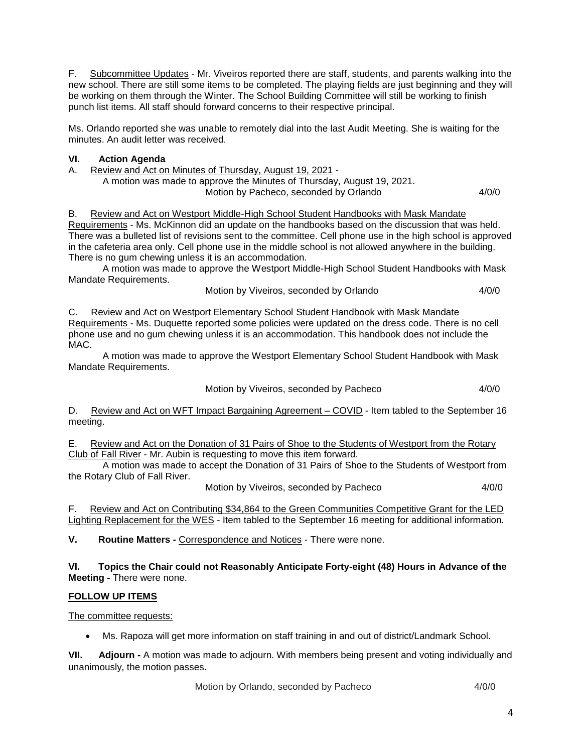F. Subcommittee Updates - Mr. Viveiros reported there are staff, students, and parents walking into the new school. There are still some items to be completed. The playing fields are just beginning and they will be working on them through the Winter. The School Building Committee will still be working to finish punch list items. All staff should forward concerns to their respective principal.

Ms. Orlando reported she was unable to remotely dial into the last Audit Meeting. She is waiting for the minutes. An audit letter was received.

**VI. Action Agenda**

A. Review and Act on Minutes of Thursday, August 19, 2021 -

A motion was made to approve the Minutes of Thursday, August 19, 2021.

Motion by Pacheco, seconded by Orlando 4/0/0

B. Review and Act on Westport Middle-High School Student Handbooks with Mask Mandate Requirements - Ms. McKinnon did an update on the handbooks based on the discussion that was held. There was a bulleted list of revisions sent to the committee. Cell phone use in the high school is approved in the cafeteria area only. Cell phone use in the middle school is not allowed anywhere in the building. There is no gum chewing unless it is an accommodation.

A motion was made to approve the Westport Middle-High School Student Handbooks with Mask Mandate Requirements.

Motion by Viveiros, seconded by Orlando 4/0/0

C. Review and Act on Westport Elementary School Student Handbook with Mask Mandate Requirements - Ms. Duquette reported some policies were updated on the dress code. There is no cell phone use and no gum chewing unless it is an accommodation. This handbook does not include the MAC.

A motion was made to approve the Westport Elementary School Student Handbook with Mask Mandate Requirements.

Motion by Viveiros, seconded by Pacheco 4/0/0

D. Review and Act on WFT Impact Bargaining Agreement – COVID - Item tabled to the September 16 meeting.

E. Review and Act on the Donation of 31 Pairs of Shoe to the Students of Westport from the Rotary Club of Fall River - Mr. Aubin is requesting to move this item forward.

A motion was made to accept the Donation of 31 Pairs of Shoe to the Students of Westport from the Rotary Club of Fall River.

Motion by Viveiros, seconded by Pacheco 4/0/0

F. Review and Act on Contributing $34,864 to the Green Communities Competitive Grant for the LED Lighting Replacement for the WES - Item tabled to the September 16 meeting for additional information.

**V. Routine Matters -** Correspondence and Notices - There were none.

**VI. Topics the Chair could not Reasonably Anticipate Forty-eight (48) Hours in Advance of the Meeting -** There were none.

**FOLLOW UP ITEMS**

The committee requests:

- Ms. Rapoza will get more information on staff training in and out of district/Landmark School.

**VII. Adjourn -** A motion was made to adjourn. With members being present and voting individually and unanimously, the motion passes.

Motion by Orlando, seconded by Pacheco 4/0/0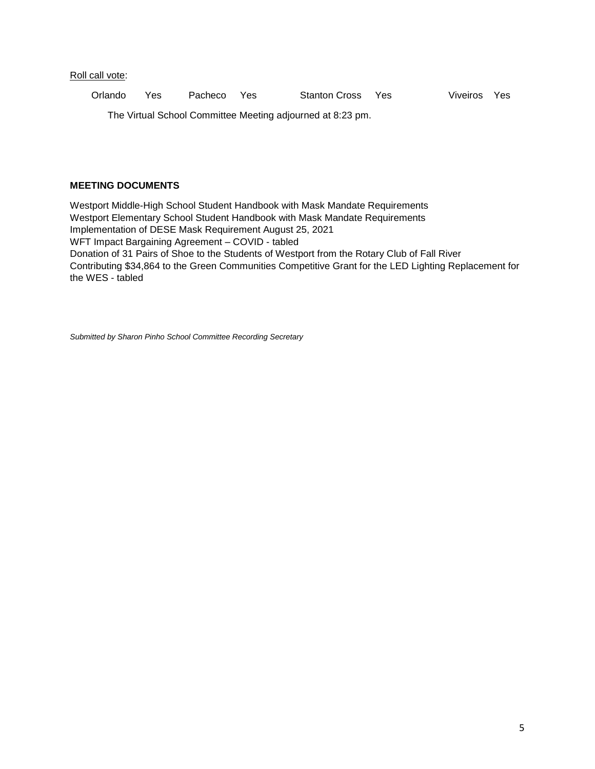Roll call vote:

Orlando Yes Pacheco Yes Stanton Cross Yes Viveiros Yes

The Virtual School Committee Meeting adjourned at 8:23 pm.

**MEETING DOCUMENTS**

Westport Middle-High School Student Handbook with Mask Mandate Requirements
Westport Elementary School Student Handbook with Mask Mandate Requirements
Implementation of DESE Mask Requirement August 25, 2021
WFT Impact Bargaining Agreement – COVID - tabled
Donation of 31 Pairs of Shoe to the Students of Westport from the Rotary Club of Fall River
Contributing $34,864 to the Green Communities Competitive Grant for the LED Lighting Replacement for the WES - tabled

*Submitted by Sharon Pinho School Committee Recording Secretary*